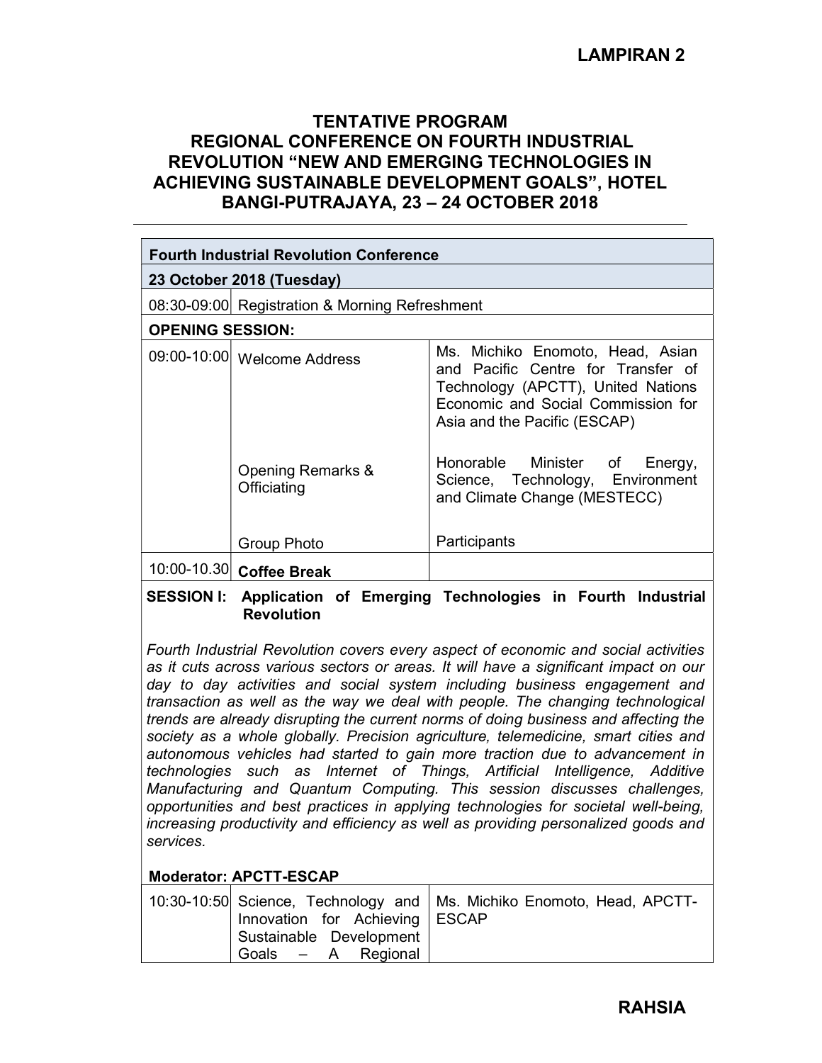LAMPIRAN 2

# TENTATIVE PROGRAM
# REGIONAL CONFERENCE ON FOURTH INDUSTRIAL REVOLUTION "NEW AND EMERGING TECHNOLOGIES IN ACHIEVING SUSTAINABLE DEVELOPMENT GOALS", HOTEL BANGI-PUTRAJAYA, 23 – 24 OCTOBER 2018

| **Fourth Industrial Revolution Conference** | | |
|---|---|---|
| **23 October 2018 (Tuesday)** | | |
| 08:30-09:00 | Registration & Morning Refreshment | |
| **OPENING SESSION:** | | |
| 09:00-10:00 | Welcome Address | Ms. Michiko Enomoto, Head, Asian and Pacific Centre for Transfer of Technology (APCTT), United Nations Economic and Social Commission for Asia and the Pacific (ESCAP) |
| | Opening Remarks & Officiating | Honorable Minister of Energy, Science, Technology, Environment and Climate Change (MESTECC) |
| | Group Photo | Participants |
| 10:00-10.30 | **Coffee Break** | |

**SESSION I: Application of Emerging Technologies in Fourth Industrial Revolution**

*Fourth Industrial Revolution covers every aspect of economic and social activities as it cuts across various sectors or areas. It will have a significant impact on our day to day activities and social system including business engagement and transaction as well as the way we deal with people. The changing technological trends are already disrupting the current norms of doing business and affecting the society as a whole globally. Precision agriculture, telemedicine, smart cities and autonomous vehicles had started to gain more traction due to advancement in technologies such as Internet of Things, Artificial Intelligence, Additive Manufacturing and Quantum Computing. This session discusses challenges, opportunities and best practices in applying technologies for societal well-being, increasing productivity and efficiency as well as providing personalized goods and services.*

**Moderator: APCTT-ESCAP**

| | | |
|---|---|---|
| 10:30-10:50 | Science, Technology and Innovation for Achieving Sustainable Development Goals – A Regional | Ms. Michiko Enomoto, Head, APCTT-ESCAP |

RAHSIA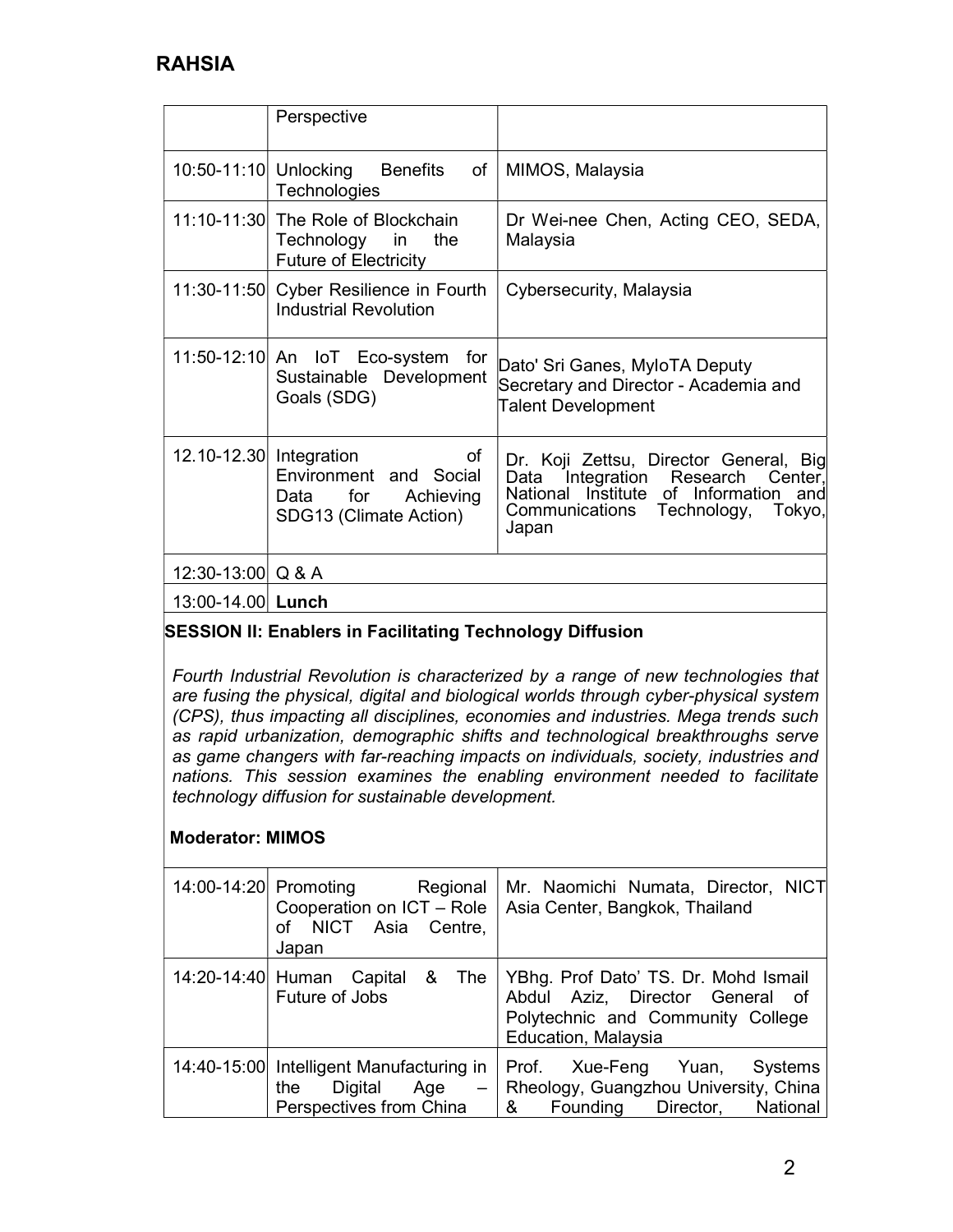**RAHSIA**

| | | |
|---|---|---|
| | Perspective | |
| 10:50-11:10 | Unlocking Benefits of Technologies | MIMOS, Malaysia |
| 11:10-11:30 | The Role of Blockchain Technology in the Future of Electricity | Dr Wei-nee Chen, Acting CEO, SEDA, Malaysia |
| 11:30-11:50 | Cyber Resilience in Fourth Industrial Revolution | Cybersecurity, Malaysia |
| 11:50-12:10 | An IoT Eco-system for Sustainable Development Goals (SDG) | Dato' Sri Ganes, MyIoTA Deputy Secretary and Director - Academia and Talent Development |
| 12.10-12.30 | Integration of Environment and Social Data for Achieving SDG13 (Climate Action) | Dr. Koji Zettsu, Director General, Big Data Integration Research Center, National Institute of Information and Communications Technology, Tokyo, Japan |
| 12:30-13:00 | Q & A | |
| 13:00-14.00 | **Lunch** | |

**SESSION II: Enablers in Facilitating Technology Diffusion**

*Fourth Industrial Revolution is characterized by a range of new technologies that are fusing the physical, digital and biological worlds through cyber-physical system (CPS), thus impacting all disciplines, economies and industries. Mega trends such as rapid urbanization, demographic shifts and technological breakthroughs serve as game changers with far-reaching impacts on individuals, society, industries and nations. This session examines the enabling environment needed to facilitate technology diffusion for sustainable development.*

**Moderator: MIMOS**

| | | |
|---|---|---|
| 14:00-14:20 | Promoting Regional Cooperation on ICT – Role of NICT Asia Centre, Japan | Mr. Naomichi Numata, Director, NICT Asia Center, Bangkok, Thailand |
| 14:20-14:40 | Human Capital & The Future of Jobs | YBhg. Prof Dato' TS. Dr. Mohd Ismail Abdul Aziz, Director General of Polytechnic and Community College Education, Malaysia |
| 14:40-15:00 | Intelligent Manufacturing in the Digital Age – Perspectives from China | Prof. Xue-Feng Yuan, Systems Rheology, Guangzhou University, China & Founding Director, National |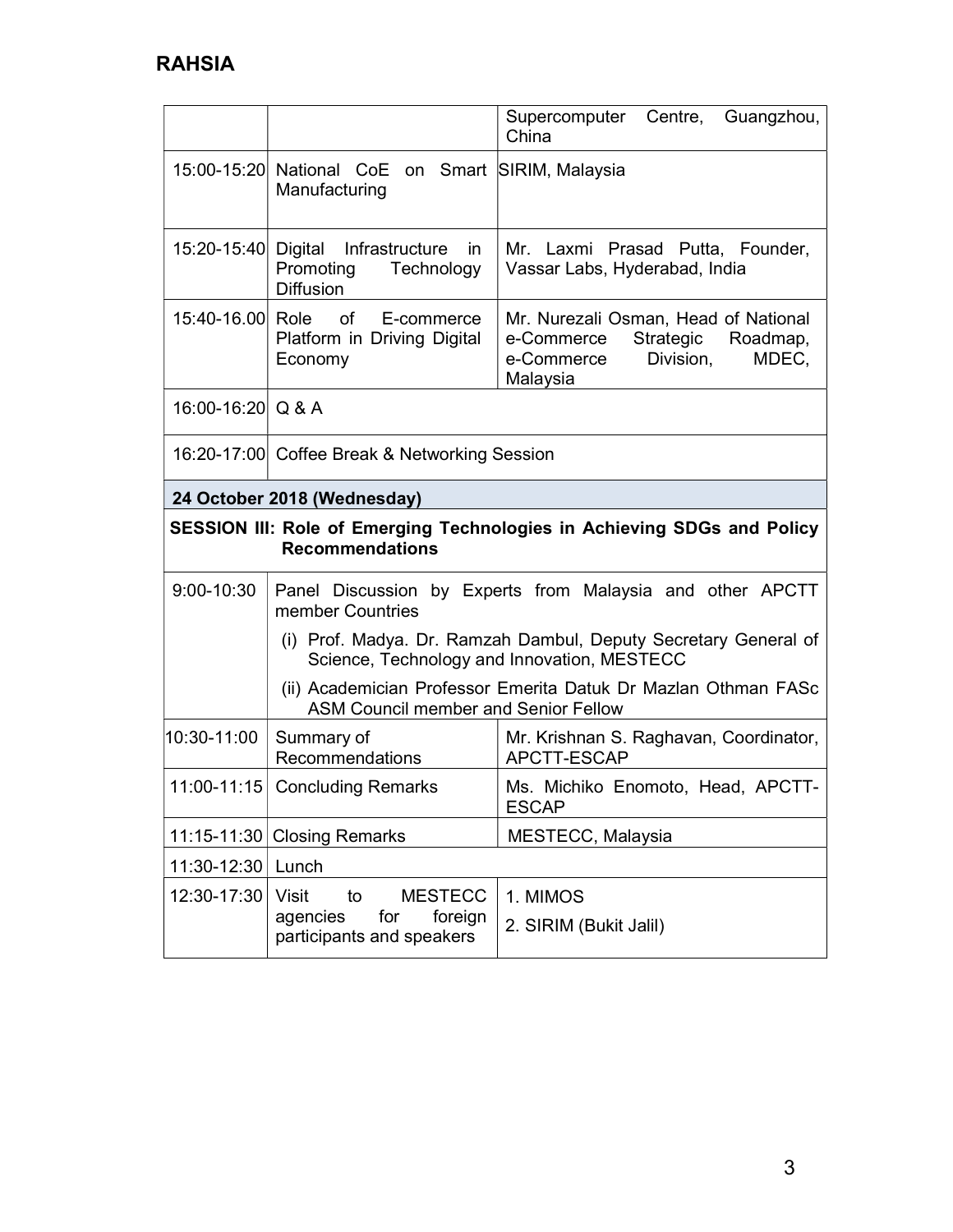**RAHSIA**

| | | |
|---|---|---|
| | | Supercomputer Centre, Guangzhou, China |
| 15:00-15:20 | National CoE on Smart Manufacturing | SIRIM, Malaysia |
| 15:20-15:40 | Digital Infrastructure in Promoting Technology Diffusion | Mr. Laxmi Prasad Putta, Founder, Vassar Labs, Hyderabad, India |
| 15:40-16.00 | Role of E-commerce Platform in Driving Digital Economy | Mr. Nurezali Osman, Head of National e-Commerce Strategic Roadmap, e-Commerce Division, MDEC, Malaysia |
| 16:00-16:20 | Q & A | |
| 16:20-17:00 | Coffee Break & Networking Session | |
| **24 October 2018 (Wednesday)** | | |
| **SESSION III: Role of Emerging Technologies in Achieving SDGs and Policy Recommendations** | | |
| 9:00-10:30 | Panel Discussion by Experts from Malaysia and other APCTT member Countries<br>(i) Prof. Madya. Dr. Ramzah Dambul, Deputy Secretary General of Science, Technology and Innovation, MESTECC<br>(ii) Academician Professor Emerita Datuk Dr Mazlan Othman FASc ASM Council member and Senior Fellow | |
| 10:30-11:00 | Summary of Recommendations | Mr. Krishnan S. Raghavan, Coordinator, APCTT-ESCAP |
| 11:00-11:15 | Concluding Remarks | Ms. Michiko Enomoto, Head, APCTT-ESCAP |
| 11:15-11:30 | Closing Remarks | MESTECC, Malaysia |
| 11:30-12:30 | Lunch | |
| 12:30-17:30 | Visit to MESTECC agencies for foreign participants and speakers | 1. MIMOS<br>2. SIRIM (Bukit Jalil) |